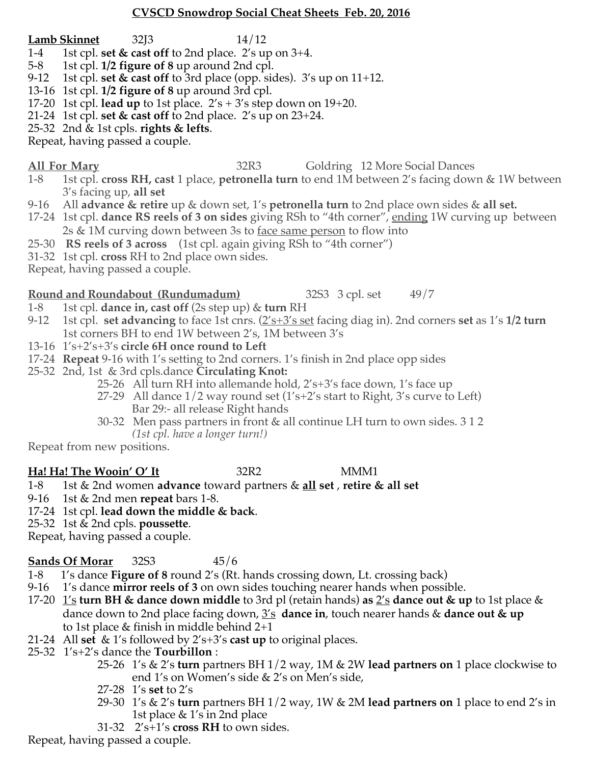# CVSCD Snowdrop Social Cheat Sheets Feb. 20, 2016

**Lamb Skinnet** 32J3 14/12

1-4 1st cpl. **set & cast off** to 2nd place. 2's up on 3+4.
5-8 1st cpl. **1/2 figure of 8** up around 2nd cpl.
9-12 1st cpl. **set & cast off** to 3rd place (opp. sides). 3's up on 11+12.
13-16 1st cpl. **1/2 figure of 8** up around 3rd cpl.
17-20 1st cpl. **lead up** to 1st place. 2's + 3's step down on 19+20.
21-24 1st cpl. **set & cast off** to 2nd place. 2's up on 23+24.
25-32 2nd & 1st cpls. **rights & lefts**.
Repeat, having passed a couple.

**All For Mary** 32R3 Goldring 12 More Social Dances

1-8 1st cpl. **cross RH, cast** 1 place, **petronella turn** to end 1M between 2's facing down & 1W between 3's facing up, **all set**
9-16 All **advance & retire** up & down set, 1's **petronella turn** to 2nd place own sides & **all set.**
17-24 1st cpl. **dance RS reels of 3 on sides** giving RSh to "4th corner", ending 1W curving up between 2s & 1M curving down between 3s to face same person to flow into
25-30 **RS reels of 3 across** (1st cpl. again giving RSh to "4th corner")
31-32 1st cpl. **cross** RH to 2nd place own sides.
Repeat, having passed a couple.

**Round and Roundabout (Rundumadum)** 32S3 3 cpl. set 49/7

1-8 1st cpl. **dance in, cast off** (2s step up) & **turn** RH
9-12 1st cpl. **set advancing** to face 1st cnrs. (2's+3's set facing diag in). 2nd corners **set** as 1's **1/2 turn** 1st corners BH to end 1W between 2's, 1M between 3's
13-16 1's+2's+3's **circle 6H once round to Left**
17-24 **Repeat** 9-16 with 1's setting to 2nd corners. 1's finish in 2nd place opp sides
25-32 2nd, 1st & 3rd cpls.dance **Circulating Knot:**
- 25-26 All turn RH into allemande hold, 2's+3's face down, 1's face up
- 27-29 All dance 1/2 way round set (1's+2's start to Right, 3's curve to Left) Bar 29:- all release Right hands
- 30-32 Men pass partners in front & all continue LH turn to own sides. 3 1 2 *(1st cpl. have a longer turn!)*

Repeat from new positions.

**Ha! Ha! The Wooin' O' It** 32R2 MMM1

1-8 1st & 2nd women **advance** toward partners & **all set** , **retire & all set**
9-16 1st & 2nd men **repeat** bars 1-8.
17-24 1st cpl. **lead down the middle & back**.
25-32 1st & 2nd cpls. **poussette**.
Repeat, having passed a couple.

**Sands Of Morar** 32S3 45/6

1-8 1's dance **Figure of 8** round 2's (Rt. hands crossing down, Lt. crossing back)
9-16 1's dance **mirror reels of 3** on own sides touching nearer hands when possible.
17-20 1's **turn BH & dance down middle** to 3rd pl (retain hands) **as** 2's **dance out & up** to 1st place & dance down to 2nd place facing down, 3's **dance in**, touch nearer hands & **dance out & up** to 1st place & finish in middle behind 2+1
21-24 All **set** & 1's followed by 2's+3's **cast up** to original places.
25-32 1's+2's dance the **Tourbillon** :
- 25-26 1's & 2's **turn** partners BH 1/2 way, 1M & 2W **lead partners on** 1 place clockwise to end 1's on Women's side & 2's on Men's side,
- 27-28 1's **set** to 2's
- 29-30 1's & 2's **turn** partners BH 1/2 way, 1W & 2M **lead partners on** 1 place to end 2's in 1st place & 1's in 2nd place
- 31-32 2's+1's **cross RH** to own sides.

Repeat, having passed a couple.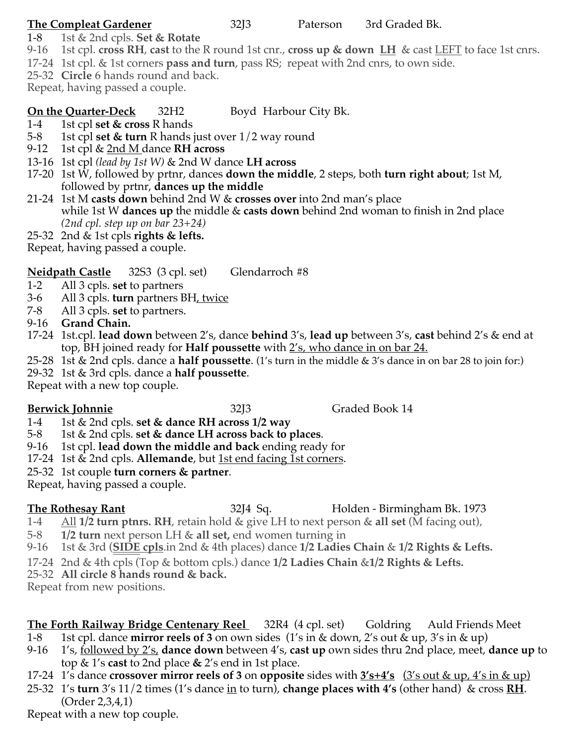**The Compleat Gardener** 32J3 Paterson 3rd Graded Bk.

1-8 1st & 2nd cpls. **Set & Rotate**
9-16 1st cpl. **cross RH**, **cast** to the R round 1st cnr., **cross up & down LH** & cast LEFT to face 1st cnrs.
17-24 1st cpl. & 1st corners **pass and turn**, pass RS; repeat with 2nd cnrs, to own side.
25-32 **Circle** 6 hands round and back.
Repeat, having passed a couple.

**On the Quarter-Deck** 32H2 Boyd Harbour City Bk.

1-4 1st cpl **set & cross** R hands
5-8 1st cpl **set & turn** R hands just over 1/2 way round
9-12 1st cpl & 2nd M dance **RH across**
13-16 1st cpl *(lead by 1st W)* & 2nd W dance **LH across**
17-20 1st W, followed by prtnr, dances **down the middle**, 2 steps, both **turn right about**; 1st M, followed by prtnr, **dances up the middle**
21-24 1st M **casts down** behind 2nd W & **crosses over** into 2nd man's place while 1st W **dances up** the middle & **casts down** behind 2nd woman to finish in 2nd place *(2nd cpl. step up on bar 23+24)*
25-32 2nd & 1st cpls **rights & lefts.**
Repeat, having passed a couple.

**Neidpath Castle** 32S3 (3 cpl. set) Glendarroch #8

1-2 All 3 cpls. **set** to partners
3-6 All 3 cpls. **turn** partners BH, twice
7-8 All 3 cpls. **set** to partners.
9-16 **Grand Chain.**
17-24 1st.cpl. **lead down** between 2's, dance **behind** 3's, **lead up** between 3's, **cast** behind 2's & end at top, BH joined ready for **Half poussette** with 2's, who dance in on bar 24.
25-28 1st & 2nd cpls. dance a **half poussette**. (1's turn in the middle & 3's dance in on bar 28 to join for:)
29-32 1st & 3rd cpls. dance a **half poussette**.
Repeat with a new top couple.

**Berwick Johnnie** 32J3 Graded Book 14

1-4 1st & 2nd cpls. **set & dance RH across 1/2 way**
5-8 1st & 2nd cpls. **set & dance LH across back to places**.
9-16 1st cpl. **lead down the middle and back** ending ready for
17-24 1st & 2nd cpls. **Allemande**, but 1st end facing 1st corners.
25-32 1st couple **turn corners & partner**.
Repeat, having passed a couple.

**The Rothesay Rant** 32J4 Sq. Holden - Birmingham Bk. 1973

1-4 All **1/2 turn ptnrs. RH**, retain hold & give LH to next person & **all set** (M facing out),
5-8 **1/2 turn** next person LH & **all set,** end women turning in
9-16 1st & 3rd (**SIDE cpls**.in 2nd & 4th places) dance **1/2 Ladies Chain** & **1/2 Rights & Lefts.**
17-24 2nd & 4th cpls (Top & bottom cpls.) dance **1/2 Ladies Chain** &**1/2 Rights & Lefts.**
25-32 **All circle 8 hands round & back.**
Repeat from new positions.

**The Forth Railway Bridge Centenary Reel** 32R4 (4 cpl. set) Goldring Auld Friends Meet

1-8 1st cpl. dance **mirror reels of 3** on own sides (1's in & down, 2's out & up, 3's in & up)
9-16 1's, followed by 2's, **dance down** between 4's, **cast up** own sides thru 2nd place, meet, **dance up** to top & 1's **cast** to 2nd place **&** 2's end in 1st place.
17-24 1's dance **crossover mirror reels of 3** on **opposite** sides with **3's+4's** (3's out & up, 4's in & up)
25-32 1's **turn** 3's 11/2 times (1's dance in to turn), **change places with 4's** (other hand) & cross **RH**. (Order 2,3,4,1)
Repeat with a new top couple.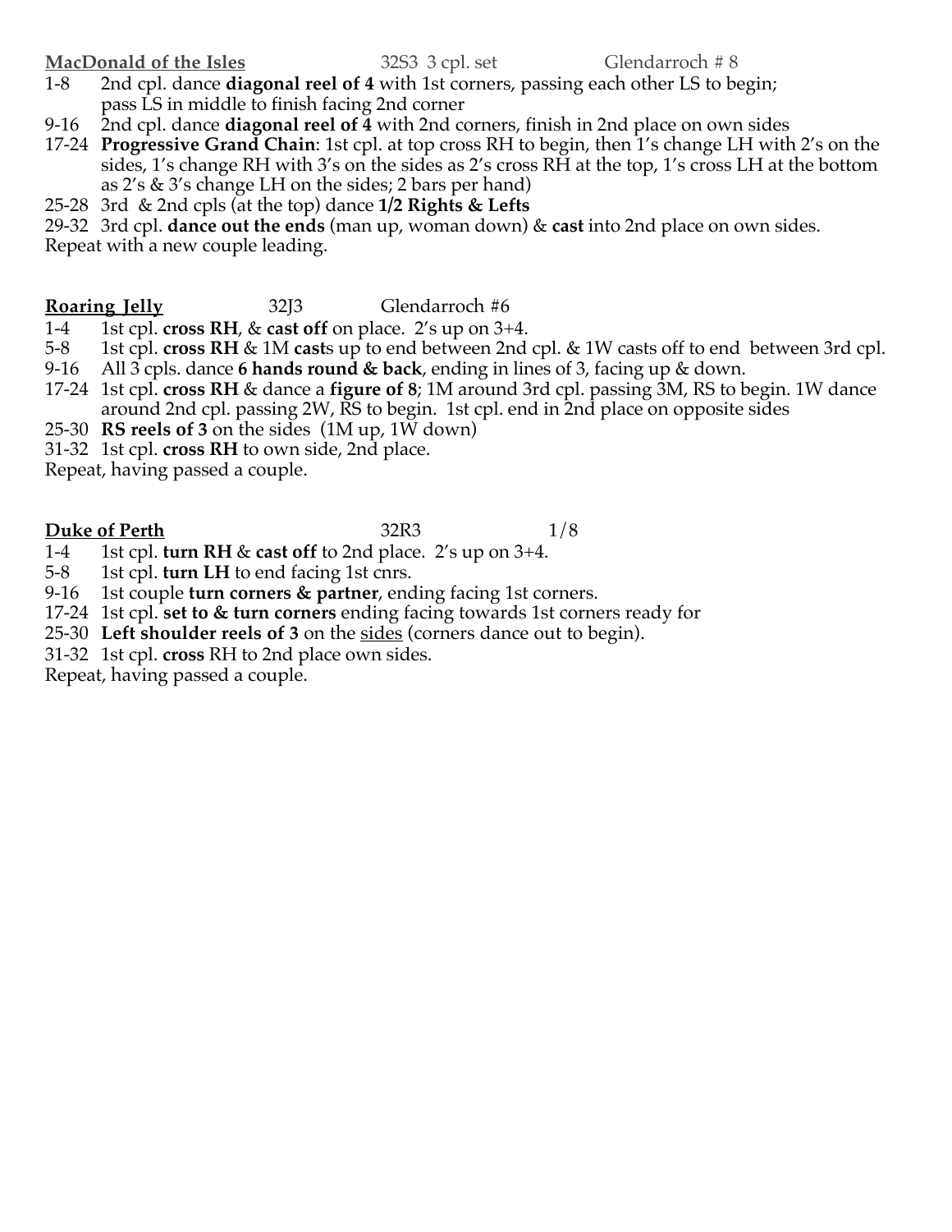**MacDonald of the Isles** 32S3 3 cpl. set Glendarroch # 8

1-8 2nd cpl. dance **diagonal reel of 4** with 1st corners, passing each other LS to begin; pass LS in middle to finish facing 2nd corner

9-16 2nd cpl. dance **diagonal reel of 4** with 2nd corners, finish in 2nd place on own sides

17-24 **Progressive Grand Chain**: 1st cpl. at top cross RH to begin, then 1's change LH with 2's on the sides, 1's change RH with 3's on the sides as 2's cross RH at the top, 1's cross LH at the bottom as 2's & 3's change LH on the sides; 2 bars per hand)

25-28 3rd & 2nd cpls (at the top) dance **1/2 Rights & Lefts**

29-32 3rd cpl. **dance out the ends** (man up, woman down) & **cast** into 2nd place on own sides.

Repeat with a new couple leading.

**Roaring Jelly** 32J3 Glendarroch #6

1-4 1st cpl. **cross RH**, & **cast off** on place. 2's up on 3+4.

5-8 1st cpl. **cross RH** & 1M **cast**s up to end between 2nd cpl. & 1W casts off to end between 3rd cpl.

9-16 All 3 cpls. dance **6 hands round & back**, ending in lines of 3, facing up & down.

17-24 1st cpl. **cross RH** & dance a **figure of 8**; 1M around 3rd cpl. passing 3M, RS to begin. 1W dance around 2nd cpl. passing 2W, RS to begin. 1st cpl. end in 2nd place on opposite sides

25-30 **RS reels of 3** on the sides (1M up, 1W down)

31-32 1st cpl. **cross RH** to own side, 2nd place.

Repeat, having passed a couple.

**Duke of Perth** 32R3 1/8

1-4 1st cpl. **turn RH** & **cast off** to 2nd place. 2's up on 3+4.

5-8 1st cpl. **turn LH** to end facing 1st cnrs.

9-16 1st couple **turn corners & partner**, ending facing 1st corners.

17-24 1st cpl. **set to & turn corners** ending facing towards 1st corners ready for

25-30 **Left shoulder reels of 3** on the sides (corners dance out to begin).

31-32 1st cpl. **cross** RH to 2nd place own sides.

Repeat, having passed a couple.